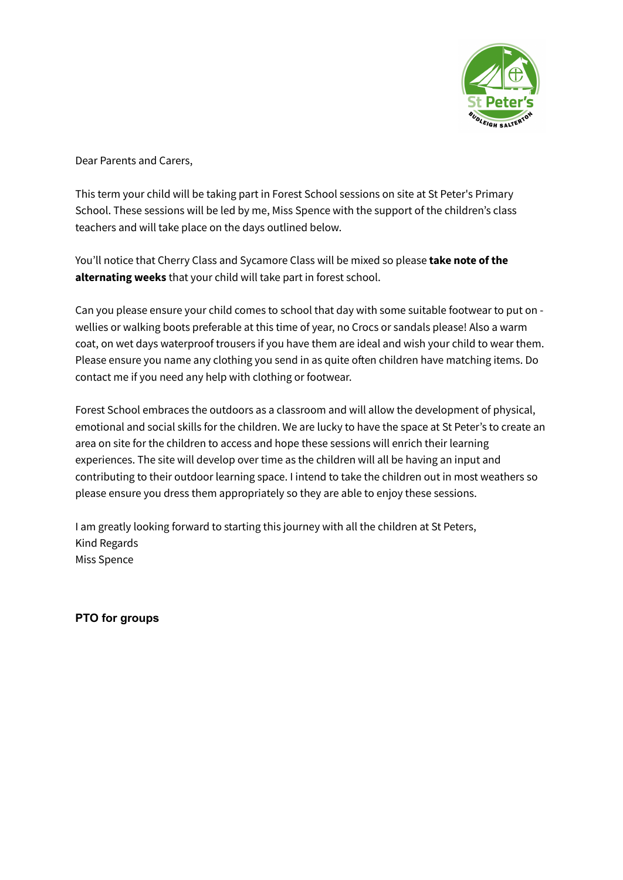Dear Parents and Carers,

This term your child will be taking part in Forest School sessions on site at St Peter's Primary School. These sessions will be led by me, Miss Spence with the support of the children's class teachers and will take place on the days outlined below.

You'll notice that Cherry Class and Sycamore Class will be mixed so please **take note of the alternating weeks** that your child will take part in forest school.

Can you please ensure your child comes to school that day with some suitable footwear to put on - wellies or walking boots preferable at this time of year, no Crocs or sandals please! Also a warm coat, on wet days waterproof trousers if you have them are ideal and wish your child to wear them. Please ensure you name any clothing you send in as quite often children have matching items. Do contact me if you need any help with clothing or footwear.

Forest School embraces the outdoors as a classroom and will allow the development of physical, emotional and social skills for the children. We are lucky to have the space at St Peter's to create an area on site for the children to access and hope these sessions will enrich their learning experiences. The site will develop over time as the children will all be having an input and contributing to their outdoor learning space. I intend to take the children out in most weathers so please ensure you dress them appropriately so they are able to enjoy these sessions.

I am greatly looking forward to starting this journey with all the children at St Peters,
Kind Regards
Miss Spence

**PTO for groups**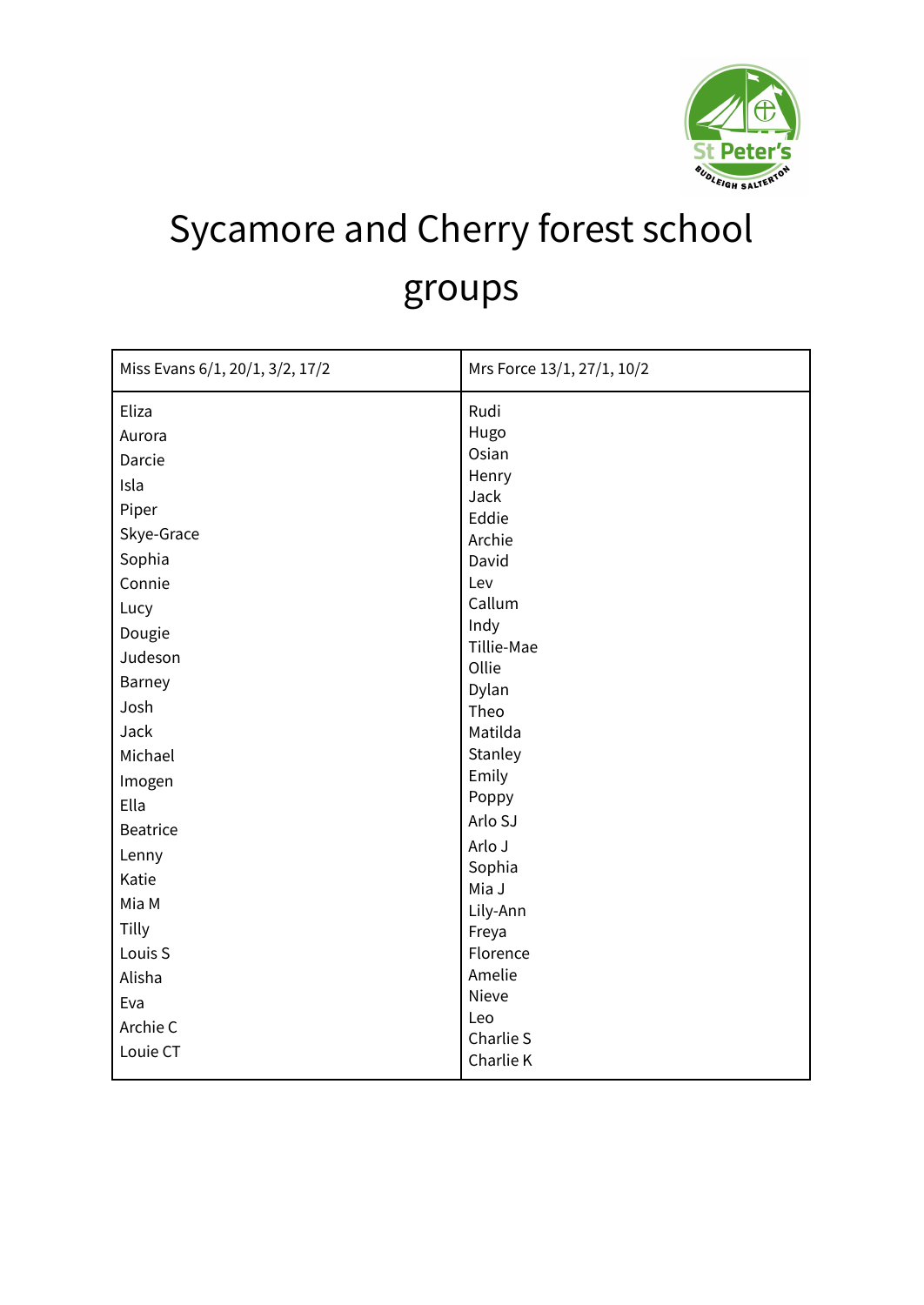# Sycamore and Cherry forest school groups

| Miss Evans 6/1, 20/1, 3/2, 17/2 | Mrs Force 13/1, 27/1, 10/2 |
|---|---|
| Eliza | Rudi |
| Aurora | Hugo |
| Darcie | Osian |
| Isla | Henry |
| Piper | Jack |
| Skye-Grace | Eddie |
| Sophia | Archie |
| Connie | David |
| Lucy | Lev |
| Dougie | Callum |
| Judeson | Indy |
| Barney | Tillie-Mae |
| Josh | Ollie |
| Jack | Dylan |
| Michael | Theo |
| Imogen | Matilda |
| Ella | Stanley |
| Beatrice | Emily |
| Lenny | Poppy |
| Katie | Arlo SJ |
| Mia M | Arlo J |
| Tilly | Sophia |
| Louis S | Mia J |
| Alisha | Lily-Ann |
| Eva | Freya |
| Archie C | Florence |
| Louie CT | Amelie |
| | Nieve |
| | Leo |
| | Charlie S |
| | Charlie K |